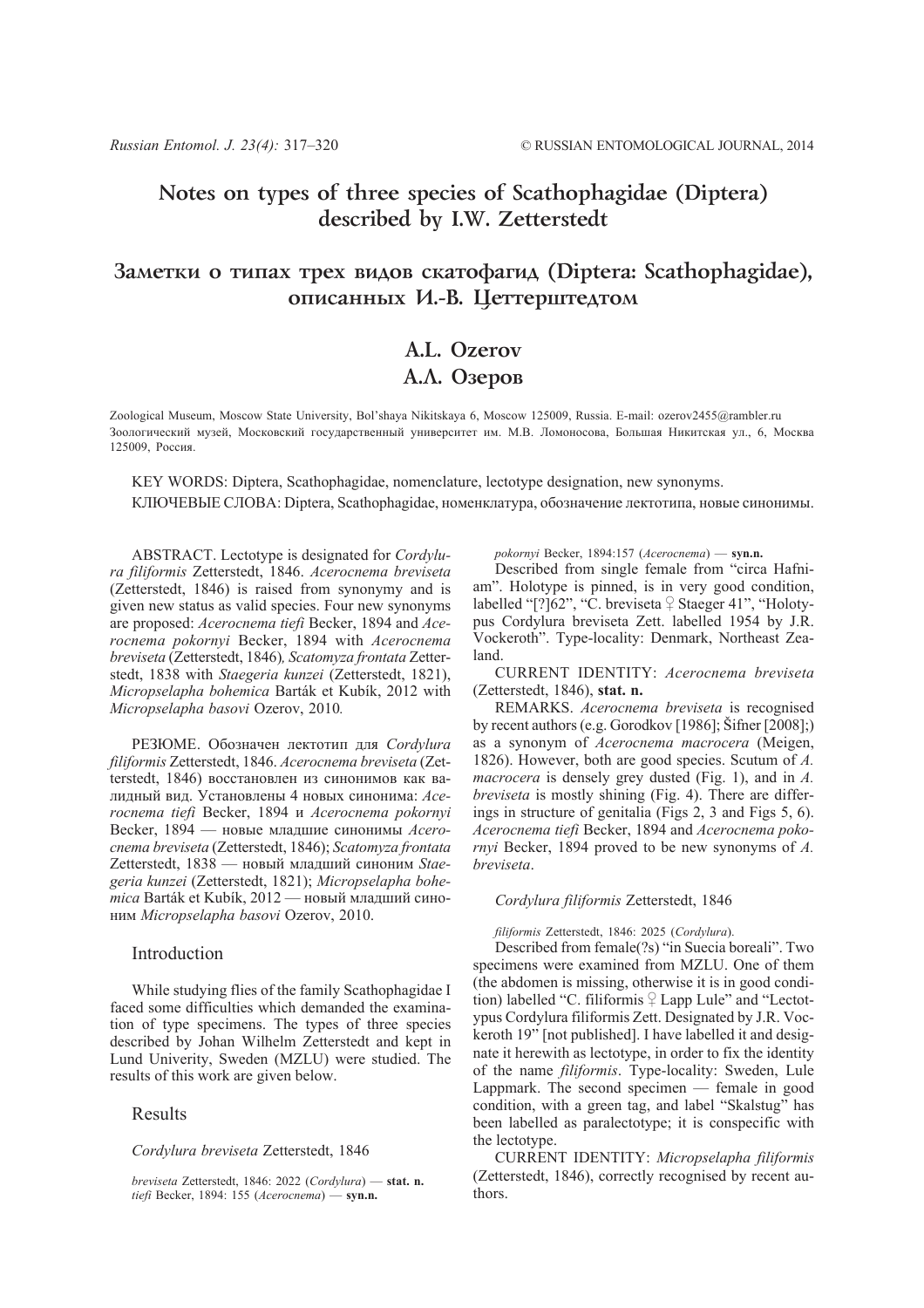# Notes on types of three species of Scathophagidae (Diptera) described by I.W. Zetterstedt

# Заметки о типах трех видов скатофагид (Diptera: Scathophagidae), описанных И.-В. Цеттерштедтом

## A.L. Ozerov
## А.Л. Озеров

Zoological Museum, Moscow State University, Bol'shaya Nikitskaya 6, Moscow 125009, Russia. E-mail: ozerov2455@rambler.ru
Зоологический музей, Московский государственный университет им. М.В. Ломоносова, Большая Никитская ул., 6, Москва 125009, Россия.

KEY WORDS: Diptera, Scathophagidae, nomenclature, lectotype designation, new synonyms.

КЛЮЧЕВЫЕ СЛОВА: Diptera, Scathophagidae, номенклатура, обозначение лектотипа, новые синонимы.

ABSTRACT. Lectotype is designated for *Cordylura filiformis* Zetterstedt, 1846. *Acerocnema breviseta* (Zetterstedt, 1846) is raised from synonymy and is given new status as valid species. Four new synonyms are proposed: *Acerocnema tiefi* Becker, 1894 and *Acerocnema pokornyi* Becker, 1894 with *Acerocnema breviseta* (Zetterstedt, 1846)*, Scatomyza frontata* Zetterstedt, 1838 with *Staegeria kunzei* (Zetterstedt, 1821), *Micropselapha bohemica* Barták et Kubík, 2012 with *Micropselapha basovi* Ozerov, 2010.

РЕЗЮМЕ. Обозначен лектотип для *Cordylura filiformis* Zetterstedt, 1846. *Acerocnema breviseta* (Zetterstedt, 1846) восстановлен из синонимов как валидный вид. Установлены 4 новых синонима: *Acerocnema tiefi* Becker, 1894 и *Acerocnema pokornyi* Becker, 1894 — новые младшие синонимы *Acerocnema breviseta* (Zetterstedt, 1846); *Scatomyza frontata* Zetterstedt, 1838 — новый младший синоним *Staegeria kunzei* (Zetterstedt, 1821); *Micropselapha bohemica* Barták et Kubík, 2012 — новый младший синоним *Micropselapha basovi* Ozerov, 2010.

## Introduction

While studying flies of the family Scathophagidae I faced some difficulties which demanded the examination of type specimens. The types of three species described by Johan Wilhelm Zetterstedt and kept in Lund Univerity, Sweden (MZLU) were studied. The results of this work are given below.

## Results

*Cordylura breviseta* Zetterstedt, 1846

*breviseta* Zetterstedt, 1846: 2022 (*Cordylura*) — **stat. n.**
*tiefi* Becker, 1894: 155 (*Acerocnema*) — **syn.n.**
*pokornyi* Becker, 1894:157 (*Acerocnema*) — **syn.n.**

Described from single female from "circa Hafniam". Holotype is pinned, is in very good condition, labelled "[?]62", "C. breviseta ♀ Staeger 41", "Holotypus Cordylura breviseta Zett. labelled 1954 by J.R. Vockeroth". Type-locality: Denmark, Northeast Zealand.

CURRENT IDENTITY: *Acerocnema breviseta* (Zetterstedt, 1846), **stat. n.**

REMARKS. *Acerocnema breviseta* is recognised by recent authors (e.g. Gorodkov [1986]; Šifner [2008];) as a synonym of *Acerocnema macrocera* (Meigen, 1826). However, both are good species. Scutum of *A. macrocera* is densely grey dusted (Fig. 1), and in *A. breviseta* is mostly shining (Fig. 4). There are differings in structure of genitalia (Figs 2, 3 and Figs 5, 6). *Acerocnema tiefi* Becker, 1894 and *Acerocnema pokornyi* Becker, 1894 proved to be new synonyms of *A. breviseta*.

*Cordylura filiformis* Zetterstedt, 1846

*filiformis* Zetterstedt, 1846: 2025 (*Cordylura*).

Described from female(?s) "in Suecia boreali". Two specimens were examined from MZLU. One of them (the abdomen is missing, otherwise it is in good condition) labelled "C. filiformis ♀ Lapp Lule" and "Lectotypus Cordylura filiformis Zett. Designated by J.R. Vockeroth 19" [not published]. I have labelled it and designate it herewith as lectotype, in order to fix the identity of the name *filiformis*. Type-locality: Sweden, Lule Lappmark. The second specimen — female in good condition, with a green tag, and label "Skalstug" has been labelled as paralectotype; it is conspecific with the lectotype.

CURRENT IDENTITY: *Micropselapha filiformis* (Zetterstedt, 1846), correctly recognised by recent authors.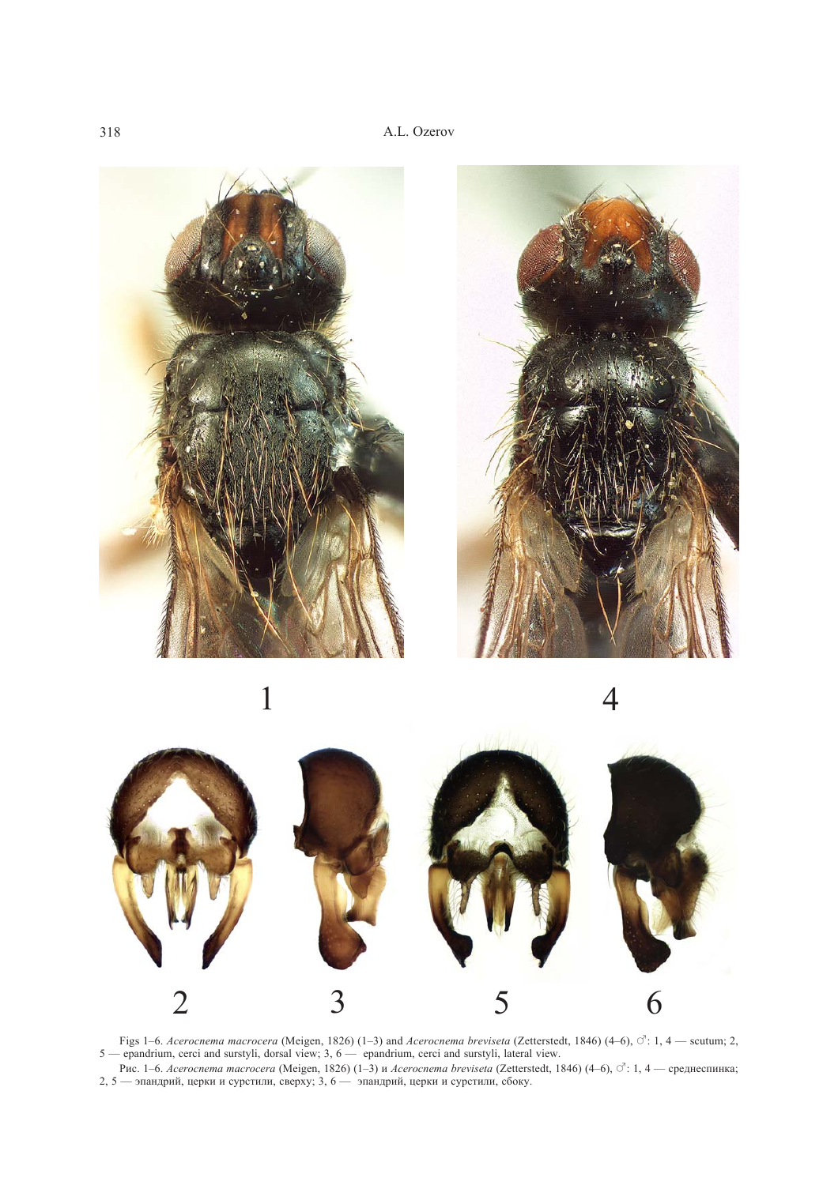Figs 1–6. *Acerocnema macrocera* (Meigen, 1826) (1–3) and *Acerocnema breviseta* (Zetterstedt, 1846) (4–6), ♂: 1, 4 — scutum; 2, 5 — epandrium, cerci and surstyli, dorsal view; 3, 6 — epandrium, cerci and surstyli, lateral view.

Рис. 1–6. *Acerocnema macrocera* (Meigen, 1826) (1–3) и *Acerocnema breviseta* (Zetterstedt, 1846) (4–6), ♂: 1, 4 — среднеспинка; 2, 5 — эпандрий, церки и сурстили, сверху; 3, 6 — эпандрий, церки и сурстили, сбоку.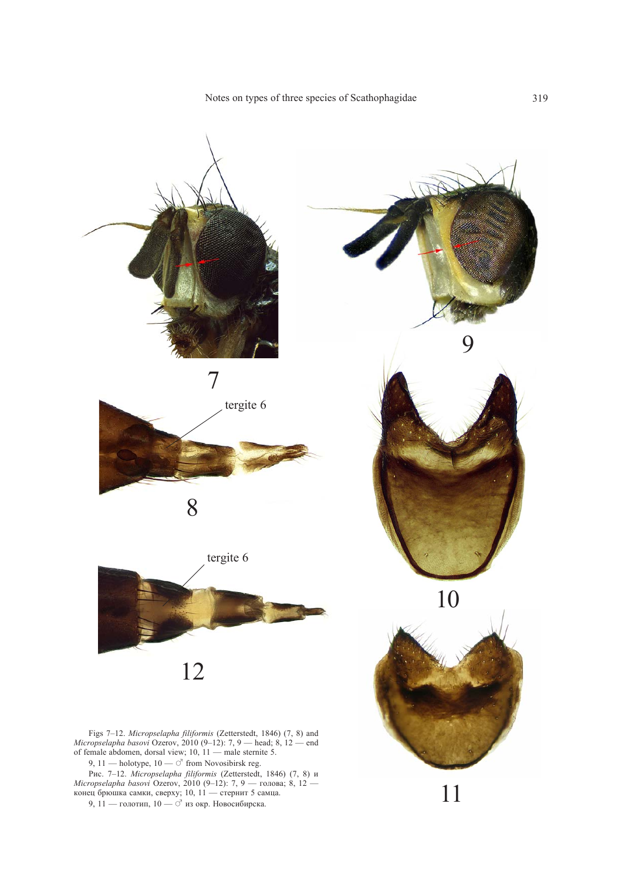Figs 7–12. *Micropselapha filiformis* (Zetterstedt, 1846) (7, 8) and *Micropselapha basovi* Ozerov, 2010 (9–12): 7, 9 — head; 8, 12 — end of female abdomen, dorsal view; 10, 11 — male sternite 5.

9, 11 — holotype, 10 — ♂ from Novosibirsk reg.

Рис. 7–12. *Micropselapha filiformis* (Zetterstedt, 1846) (7, 8) и *Micropselapha basovi* Ozerov, 2010 (9–12): 7, 9 — голова; 8, 12 — конец брюшка самки, сверху; 10, 11 — стернит 5 самца.

9, 11 — голотип, 10 — ♂ из окр. Новосибирска.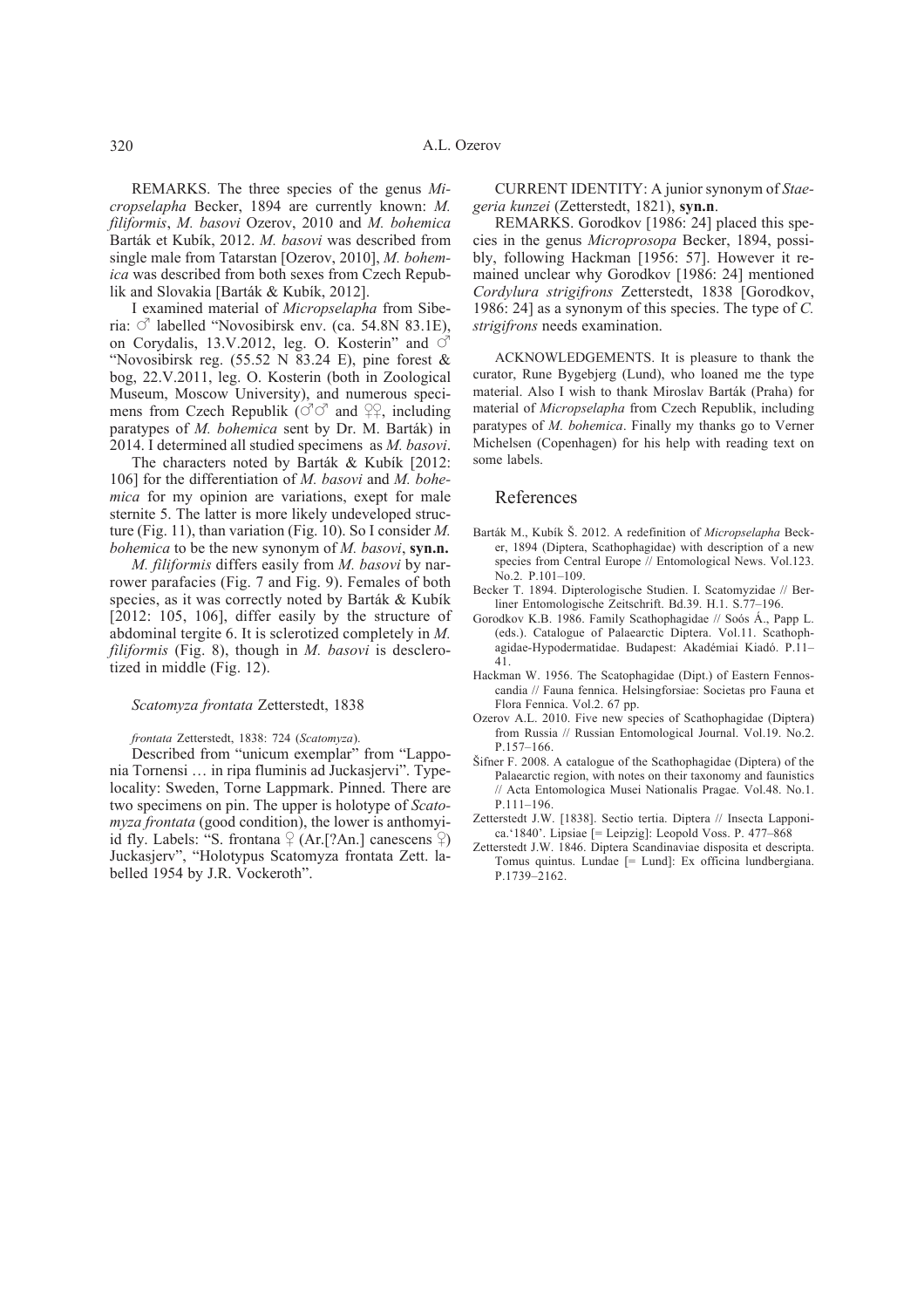REMARKS. The three species of the genus *Micropselapha* Becker, 1894 are currently known: *M. filiformis*, *M. basovi* Ozerov, 2010 and *M. bohemica* Barták et Kubík, 2012. *M. basovi* was described from single male from Tatarstan [Ozerov, 2010], *M. bohemica* was described from both sexes from Czech Republik and Slovakia [Barták & Kubík, 2012].

I examined material of *Micropselapha* from Siberia: ♂ labelled "Novosibirsk env. (ca. 54.8N 83.1E), on Corydalis, 13.V.2012, leg. O. Kosterin" and ♂ "Novosibirsk reg. (55.52 N 83.24 E), pine forest & bog, 22.V.2011, leg. O. Kosterin (both in Zoological Museum, Moscow University), and numerous specimens from Czech Republik (♂♂ and ♀♀, including paratypes of *M. bohemica* sent by Dr. M. Barták) in 2014. I determined all studied specimens as *M. basovi*.

The characters noted by Barták & Kubík [2012: 106] for the differentiation of *M. basovi* and *M. bohemica* for my opinion are variations, exept for male sternite 5. The latter is more likely undeveloped structure (Fig. 11), than variation (Fig. 10). So I consider *M. bohemica* to be the new synonym of *M. basovi*, **syn.n.**

*M. filiformis* differs easily from *M. basovi* by narrower parafacies (Fig. 7 and Fig. 9). Females of both species, as it was correctly noted by Barták & Kubík [2012: 105, 106], differ easily by the structure of abdominal tergite 6. It is sclerotized completely in *M. filiformis* (Fig. 8), though in *M. basovi* is desclerotized in middle (Fig. 12).

### *Scatomyza frontata* Zetterstedt, 1838

*frontata* Zetterstedt, 1838: 724 (*Scatomyza*).

Described from "unicum exemplar" from "Lapponia Tornensi … in ripa fluminis ad Juckasjervi". Type-locality: Sweden, Torne Lappmark. Pinned. There are two specimens on pin. The upper is holotype of *Scatomyza frontata* (good condition), the lower is anthomyiid fly. Labels: "S. frontana ♀ (Ar.[?An.] canescens ♀) Juckasjerv", "Holotypus Scatomyza frontata Zett. labelled 1954 by J.R. Vockeroth".

CURRENT IDENTITY: A junior synonym of *Staegeria kunzei* (Zetterstedt, 1821), **syn.n**.

REMARKS. Gorodkov [1986: 24] placed this species in the genus *Microprosopa* Becker, 1894, possibly, following Hackman [1956: 57]. However it remained unclear why Gorodkov [1986: 24] mentioned *Cordylura strigifrons* Zetterstedt, 1838 [Gorodkov, 1986: 24] as a synonym of this species. The type of *C. strigifrons* needs examination.

ACKNOWLEDGEMENTS. It is pleasure to thank the curator, Rune Bygebjerg (Lund), who loaned me the type material. Also I wish to thank Miroslav Barták (Praha) for material of *Micropselapha* from Czech Republik, including paratypes of *M. bohemica*. Finally my thanks go to Verner Michelsen (Copenhagen) for his help with reading text on some labels.

## References

Barták M., Kubík Š. 2012. A redefinition of *Micropselapha* Becker, 1894 (Diptera, Scathophagidae) with description of a new species from Central Europe // Entomological News. Vol.123. No.2. P.101–109.

Becker T. 1894. Dipterologische Studien. I. Scatomyzidae // Berliner Entomologische Zeitschrift. Bd.39. H.1. S.77–196.

Gorodkov K.B. 1986. Family Scathophagidae // Soós Á., Papp L. (eds.). Catalogue of Palaearctic Diptera. Vol.11. Scathophagidae-Hypodermatidae. Budapest: Akadémiai Kiadó. P.11–41.

Hackman W. 1956. The Scatophagidae (Dipt.) of Eastern Fennoscandia // Fauna fennica. Helsingforsiae: Societas pro Fauna et Flora Fennica. Vol.2. 67 pp.

Ozerov A.L. 2010. Five new species of Scathophagidae (Diptera) from Russia // Russian Entomological Journal. Vol.19. No.2. P.157–166.

Šifner F. 2008. A catalogue of the Scathophagidae (Diptera) of the Palaearctic region, with notes on their taxonomy and faunistics // Acta Entomologica Musei Nationalis Pragae. Vol.48. No.1. P.111–196.

Zetterstedt J.W. [1838]. Sectio tertia. Diptera // Insecta Lapponica.'1840'. Lipsiae [= Leipzig]: Leopold Voss. P. 477–868

Zetterstedt J.W. 1846. Diptera Scandinaviae disposita et descripta. Tomus quintus. Lundae [= Lund]: Ex officina lundbergiana. P.1739–2162.